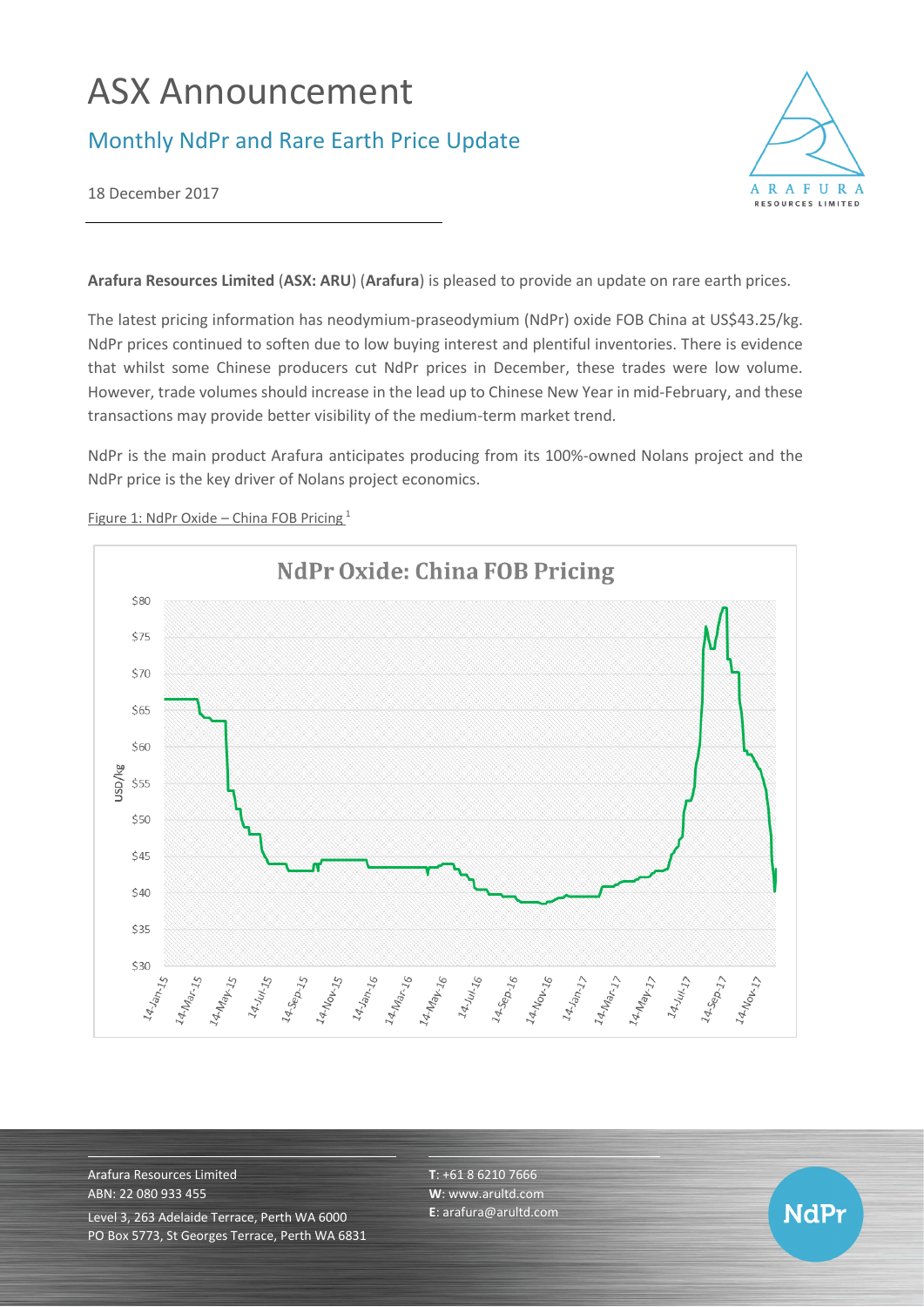# ASX Announcement

## Monthly NdPr and Rare Earth Price Update

18 December 2017

**Arafura Resources Limited** (**ASX: ARU**) (**Arafura**) is pleased to provide an update on rare earth prices.

The latest pricing information has neodymium-praseodymium (NdPr) oxide FOB China at US$43.25/kg. NdPr prices continued to soften due to low buying interest and plentiful inventories. There is evidence that whilst some Chinese producers cut NdPr prices in December, these trades were low volume. However, trade volumes should increase in the lead up to Chinese New Year in mid-February, and these transactions may provide better visibility of the medium-term market trend.

NdPr is the main product Arafura anticipates producing from its 100%-owned Nolans project and the NdPr price is the key driver of Nolans project economics.

Figure 1: NdPr Oxide – China FOB Pricing [1]

Arafura Resources Limited
ABN: 22 080 933 455
Level 3, 263 Adelaide Terrace, Perth WA 6000
PO Box 5773, St Georges Terrace, Perth WA 6831

**T**: +61 8 6210 7666
**W**: www.arultd.com
**E**: arafura@arultd.com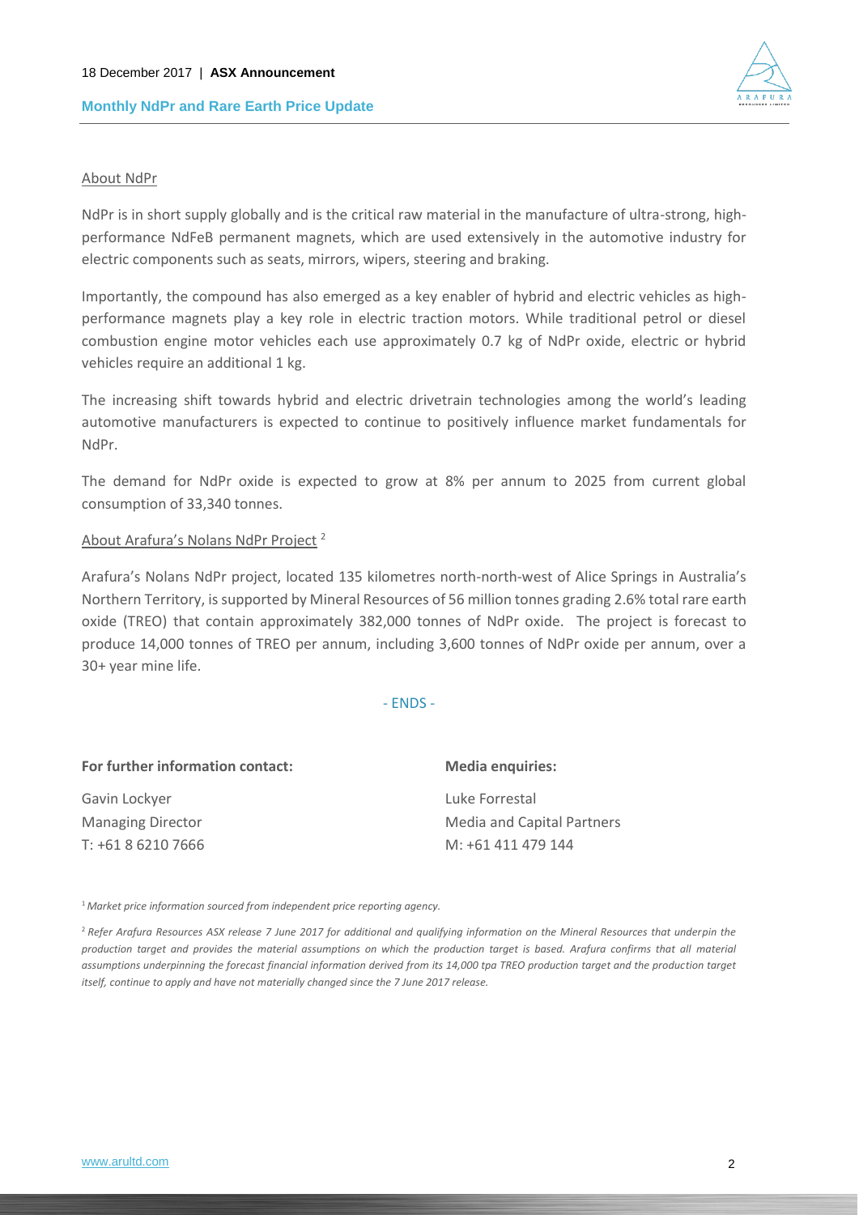About NdPr

NdPr is in short supply globally and is the critical raw material in the manufacture of ultra-strong, high-performance NdFeB permanent magnets, which are used extensively in the automotive industry for electric components such as seats, mirrors, wipers, steering and braking.

Importantly, the compound has also emerged as a key enabler of hybrid and electric vehicles as high-performance magnets play a key role in electric traction motors. While traditional petrol or diesel combustion engine motor vehicles each use approximately 0.7 kg of NdPr oxide, electric or hybrid vehicles require an additional 1 kg.

The increasing shift towards hybrid and electric drivetrain technologies among the world's leading automotive manufacturers is expected to continue to positively influence market fundamentals for NdPr.

The demand for NdPr oxide is expected to grow at 8% per annum to 2025 from current global consumption of 33,340 tonnes.

About Arafura's Nolans NdPr Project [2]

Arafura's Nolans NdPr project, located 135 kilometres north-north-west of Alice Springs in Australia's Northern Territory, is supported by Mineral Resources of 56 million tonnes grading 2.6% total rare earth oxide (TREO) that contain approximately 382,000 tonnes of NdPr oxide. The project is forecast to produce 14,000 tonnes of TREO per annum, including 3,600 tonnes of NdPr oxide per annum, over a 30+ year mine life.

- ENDS -

**For further information contact:**

Gavin Lockyer
Managing Director
T: +61 8 6210 7666

**Media enquiries:**

Luke Forrestal
Media and Capital Partners
M: +61 411 479 144

[1] *Market price information sourced from independent price reporting agency.*

[2] *Refer Arafura Resources ASX release 7 June 2017 for additional and qualifying information on the Mineral Resources that underpin the production target and provides the material assumptions on which the production target is based. Arafura confirms that all material assumptions underpinning the forecast financial information derived from its 14,000 tpa TREO production target and the production target itself, continue to apply and have not materially changed since the 7 June 2017 release.*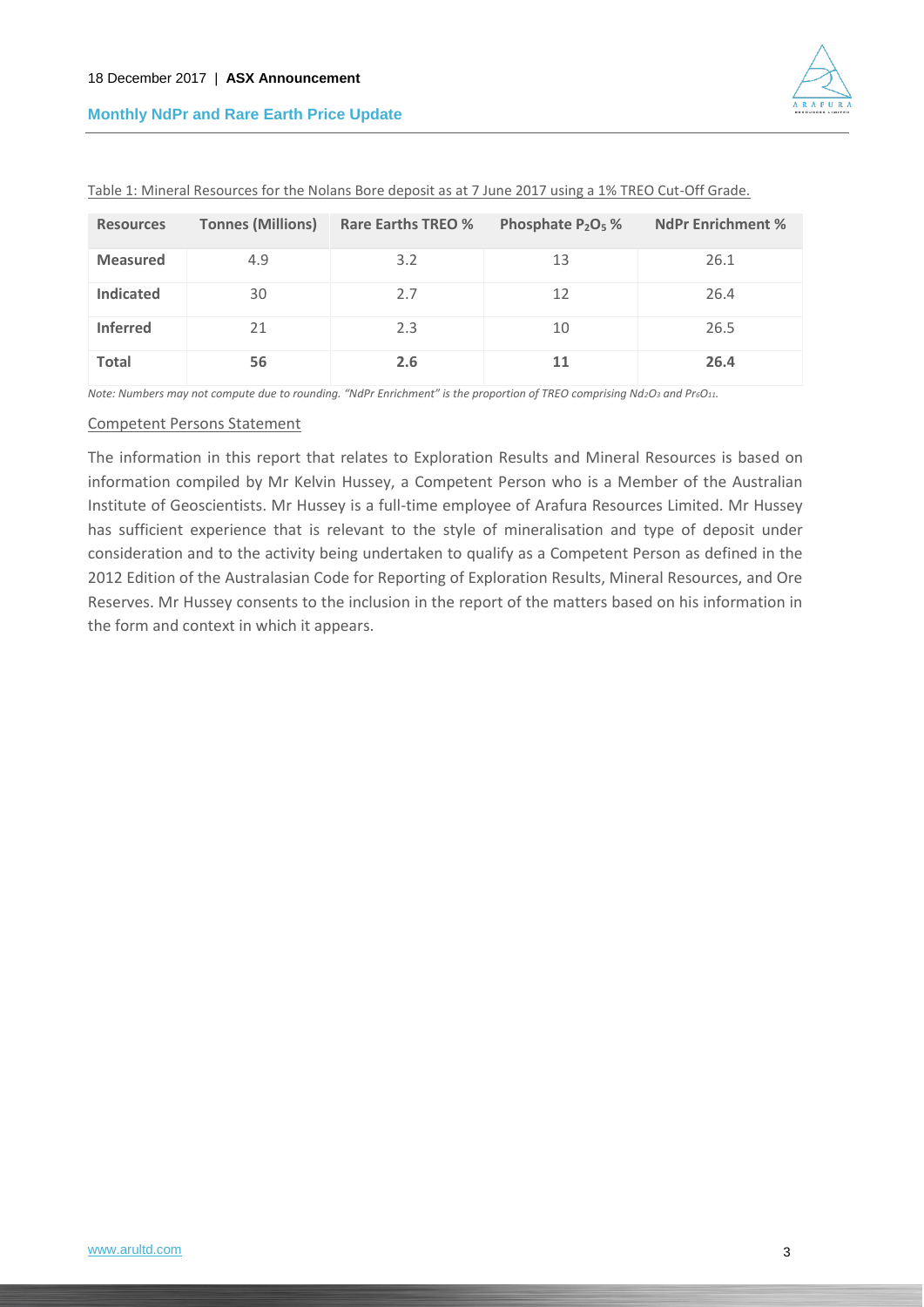Table 1: Mineral Resources for the Nolans Bore deposit as at 7 June 2017 using a 1% TREO Cut-Off Grade.

| Resources | Tonnes (Millions) | Rare Earths TREO % | Phosphate $P_2O_5$ % | NdPr Enrichment % |
|---|---|---|---|---|
| **Measured** | 4.9 | 3.2 | 13 | 26.1 |
| **Indicated** | 30 | 2.7 | 12 | 26.4 |
| **Inferred** | 21 | 2.3 | 10 | 26.5 |
| **Total** | **56** | **2.6** | **11** | **26.4** |

*Note: Numbers may not compute due to rounding. "NdPr Enrichment" is the proportion of TREO comprising $Nd_2O_3$ and $Pr_6O_{11}$.*

## Competent Persons Statement

The information in this report that relates to Exploration Results and Mineral Resources is based on information compiled by Mr Kelvin Hussey, a Competent Person who is a Member of the Australian Institute of Geoscientists. Mr Hussey is a full-time employee of Arafura Resources Limited. Mr Hussey has sufficient experience that is relevant to the style of mineralisation and type of deposit under consideration and to the activity being undertaken to qualify as a Competent Person as defined in the 2012 Edition of the Australasian Code for Reporting of Exploration Results, Mineral Resources, and Ore Reserves. Mr Hussey consents to the inclusion in the report of the matters based on his information in the form and context in which it appears.